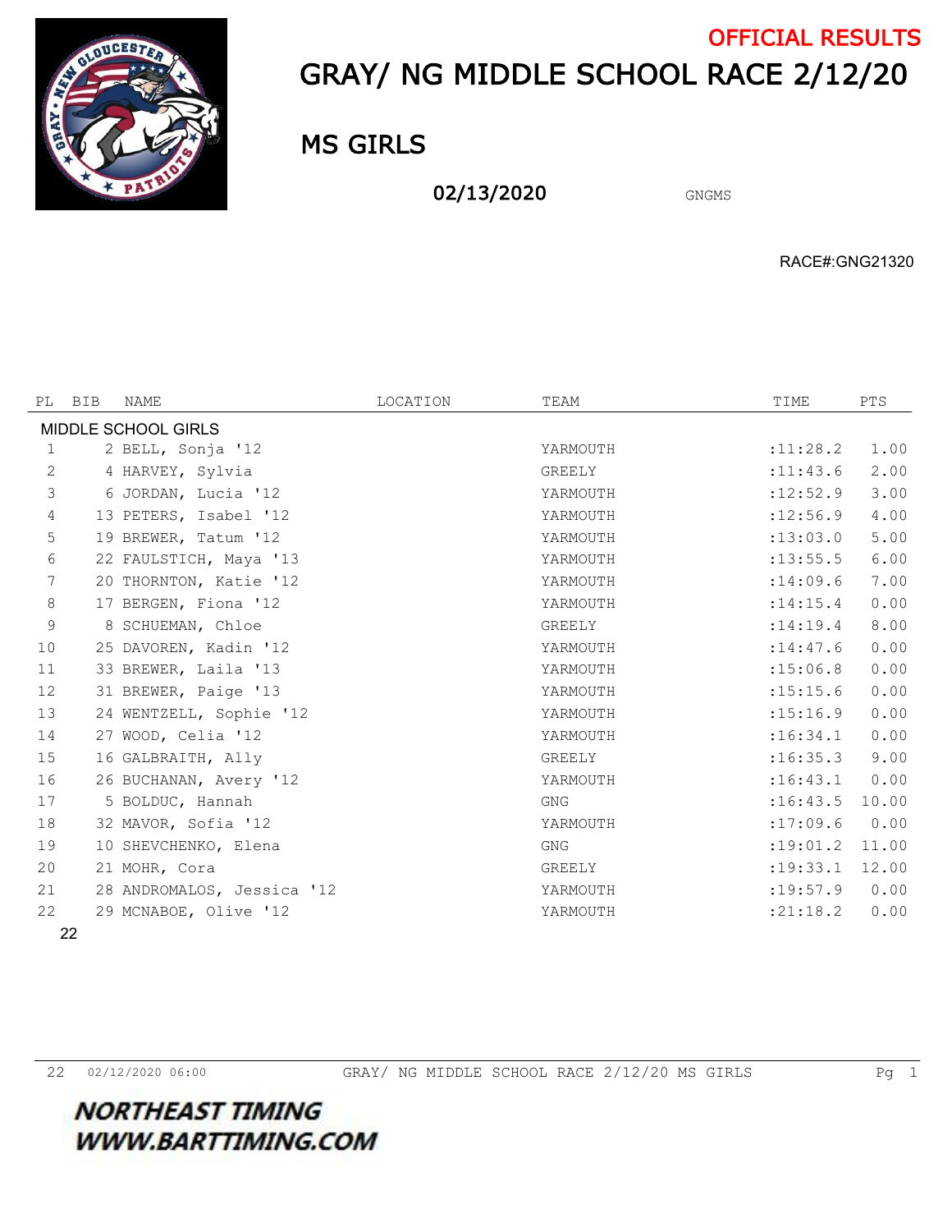OFFICIAL RESULTS

# GRAY/ NG MIDDLE SCHOOL RACE 2/12/20

## MS GIRLS

02/13/2020 GNGMS

RACE#:GNG21320

| PL | BIB | NAME | LOCATION | TEAM | TIME | PTS |
|---|---|---|---|---|---|---|
| MIDDLE SCHOOL GIRLS | | | | | | |
| 1 | 2 | BELL, Sonja '12 | | YARMOUTH | :11:28.2 | 1.00 |
| 2 | 4 | HARVEY, Sylvia | | GREELY | :11:43.6 | 2.00 |
| 3 | 6 | JORDAN, Lucia '12 | | YARMOUTH | :12:52.9 | 3.00 |
| 4 | 13 | PETERS, Isabel '12 | | YARMOUTH | :12:56.9 | 4.00 |
| 5 | 19 | BREWER, Tatum '12 | | YARMOUTH | :13:03.0 | 5.00 |
| 6 | 22 | FAULSTICH, Maya '13 | | YARMOUTH | :13:55.5 | 6.00 |
| 7 | 20 | THORNTON, Katie '12 | | YARMOUTH | :14:09.6 | 7.00 |
| 8 | 17 | BERGEN, Fiona '12 | | YARMOUTH | :14:15.4 | 0.00 |
| 9 | 8 | SCHUEMAN, Chloe | | GREELY | :14:19.4 | 8.00 |
| 10 | 25 | DAVOREN, Kadin '12 | | YARMOUTH | :14:47.6 | 0.00 |
| 11 | 33 | BREWER, Laila '13 | | YARMOUTH | :15:06.8 | 0.00 |
| 12 | 31 | BREWER, Paige '13 | | YARMOUTH | :15:15.6 | 0.00 |
| 13 | 24 | WENTZELL, Sophie '12 | | YARMOUTH | :15:16.9 | 0.00 |
| 14 | 27 | WOOD, Celia '12 | | YARMOUTH | :16:34.1 | 0.00 |
| 15 | 16 | GALBRAITH, Ally | | GREELY | :16:35.3 | 9.00 |
| 16 | 26 | BUCHANAN, Avery '12 | | YARMOUTH | :16:43.1 | 0.00 |
| 17 | 5 | BOLDUC, Hannah | | GNG | :16:43.5 | 10.00 |
| 18 | 32 | MAVOR, Sofia '12 | | YARMOUTH | :17:09.6 | 0.00 |
| 19 | 10 | SHEVCHENKO, Elena | | GNG | :19:01.2 | 11.00 |
| 20 | 21 | MOHR, Cora | | GREELY | :19:33.1 | 12.00 |
| 21 | 28 | ANDROMALOS, Jessica '12 | | YARMOUTH | :19:57.9 | 0.00 |
| 22 | 29 | MCNABOE, Olive '12 | | YARMOUTH | :21:18.2 | 0.00 |

22

NORTHEAST TIMING
WWW.BARTTIMING.COM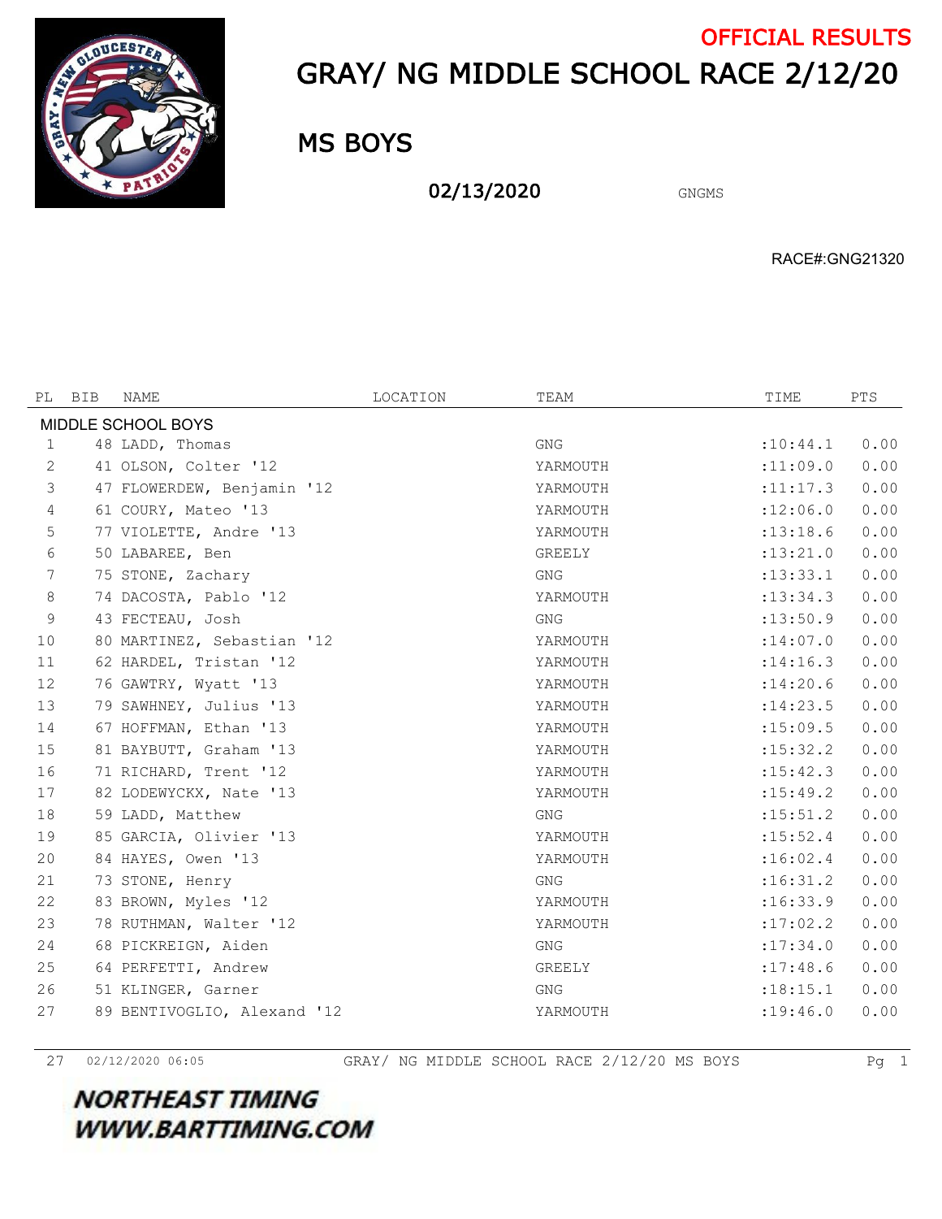OFFICIAL RESULTS

# GRAY/ NG MIDDLE SCHOOL RACE 2/12/20

## MS BOYS

02/13/2020 GNGMS

RACE#:GNG21320

| PL | BIB | NAME | LOCATION | TEAM | TIME | PTS |
|---|---|---|---|---|---|---|
| MIDDLE SCHOOL BOYS | | | | | | |
| 1 | 48 | LADD, Thomas | | GNG | :10:44.1 | 0.00 |
| 2 | 41 | OLSON, Colter '12 | | YARMOUTH | :11:09.0 | 0.00 |
| 3 | 47 | FLOWERDEW, Benjamin '12 | | YARMOUTH | :11:17.3 | 0.00 |
| 4 | 61 | COURY, Mateo '13 | | YARMOUTH | :12:06.0 | 0.00 |
| 5 | 77 | VIOLETTE, Andre '13 | | YARMOUTH | :13:18.6 | 0.00 |
| 6 | 50 | LABAREE, Ben | | GREELY | :13:21.0 | 0.00 |
| 7 | 75 | STONE, Zachary | | GNG | :13:33.1 | 0.00 |
| 8 | 74 | DACOSTA, Pablo '12 | | YARMOUTH | :13:34.3 | 0.00 |
| 9 | 43 | FECTEAU, Josh | | GNG | :13:50.9 | 0.00 |
| 10 | 80 | MARTINEZ, Sebastian '12 | | YARMOUTH | :14:07.0 | 0.00 |
| 11 | 62 | HARDEL, Tristan '12 | | YARMOUTH | :14:16.3 | 0.00 |
| 12 | 76 | GAWTRY, Wyatt '13 | | YARMOUTH | :14:20.6 | 0.00 |
| 13 | 79 | SAWHNEY, Julius '13 | | YARMOUTH | :14:23.5 | 0.00 |
| 14 | 67 | HOFFMAN, Ethan '13 | | YARMOUTH | :15:09.5 | 0.00 |
| 15 | 81 | BAYBUTT, Graham '13 | | YARMOUTH | :15:32.2 | 0.00 |
| 16 | 71 | RICHARD, Trent '12 | | YARMOUTH | :15:42.3 | 0.00 |
| 17 | 82 | LODEWYCKX, Nate '13 | | YARMOUTH | :15:49.2 | 0.00 |
| 18 | 59 | LADD, Matthew | | GNG | :15:51.2 | 0.00 |
| 19 | 85 | GARCIA, Olivier '13 | | YARMOUTH | :15:52.4 | 0.00 |
| 20 | 84 | HAYES, Owen '13 | | YARMOUTH | :16:02.4 | 0.00 |
| 21 | 73 | STONE, Henry | | GNG | :16:31.2 | 0.00 |
| 22 | 83 | BROWN, Myles '12 | | YARMOUTH | :16:33.9 | 0.00 |
| 23 | 78 | RUTHMAN, Walter '12 | | YARMOUTH | :17:02.2 | 0.00 |
| 24 | 68 | PICKREIGN, Aiden | | GNG | :17:34.0 | 0.00 |
| 25 | 64 | PERFETTI, Andrew | | GREELY | :17:48.6 | 0.00 |
| 26 | 51 | KLINGER, Garner | | GNG | :18:15.1 | 0.00 |
| 27 | 89 | BENTIVOGLIO, Alexand '12 | | YARMOUTH | :19:46.0 | 0.00 |

27 02/12/2020 06:05 GRAY/ NG MIDDLE SCHOOL RACE 2/12/20 MS BOYS

**NORTHEAST TIMING**
**WWW.BARTTIMING.COM**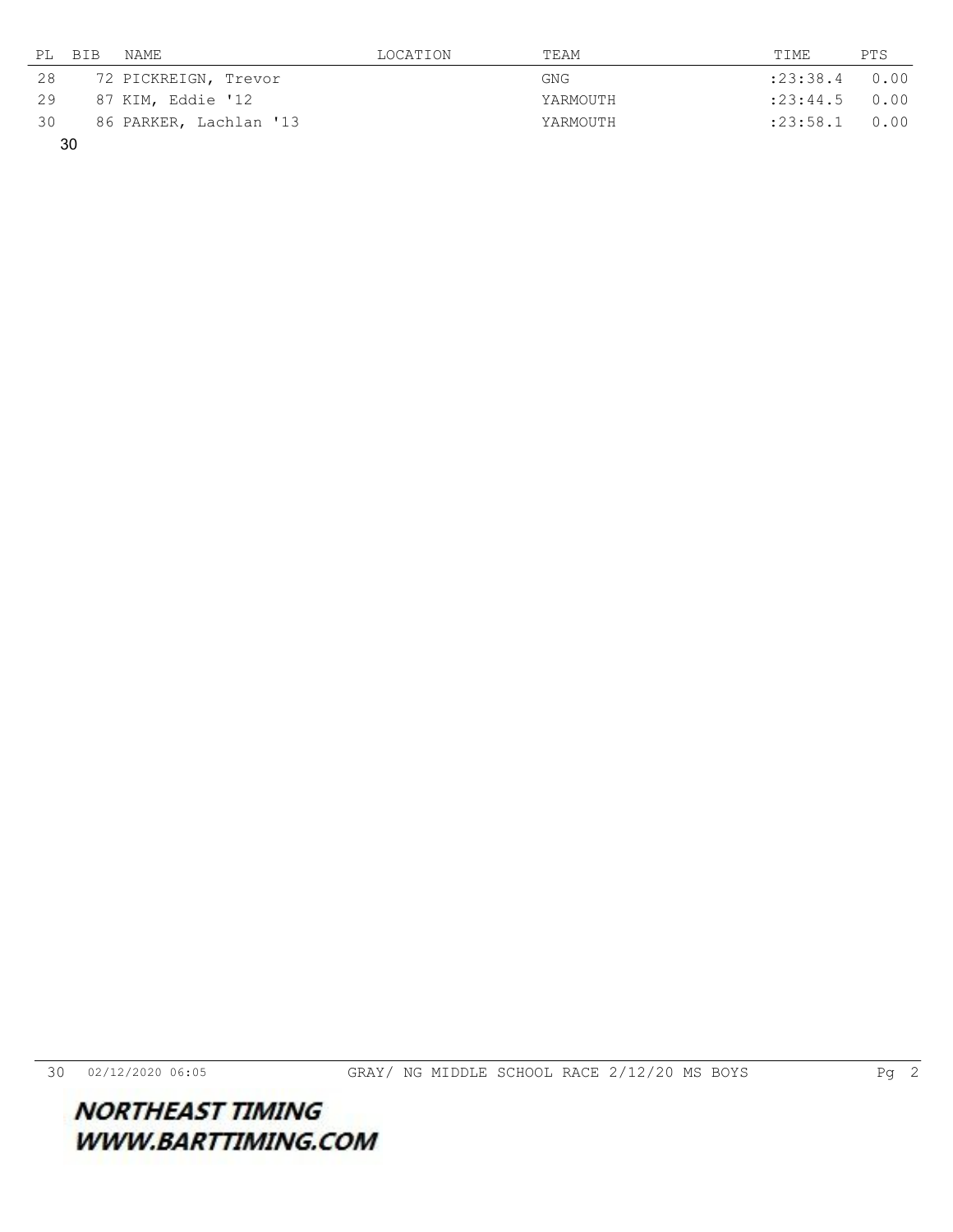| PL | BIB | NAME | LOCATION | TEAM | TIME | PTS |
|---|---|---|---|---|---|---|
| 28 | 72 | PICKREIGN, Trevor | | GNG | :23:38.4 | 0.00 |
| 29 | 87 | KIM, Eddie '12 | | YARMOUTH | :23:44.5 | 0.00 |
| 30 | 86 | PARKER, Lachlan '13 | | YARMOUTH | :23:58.1 | 0.00 |

30

30 02/12/2020 06:05 GRAY/ NG MIDDLE SCHOOL RACE 2/12/20 MS BOYS

**NORTHEAST TIMING**
**WWW.BARTTIMING.COM**